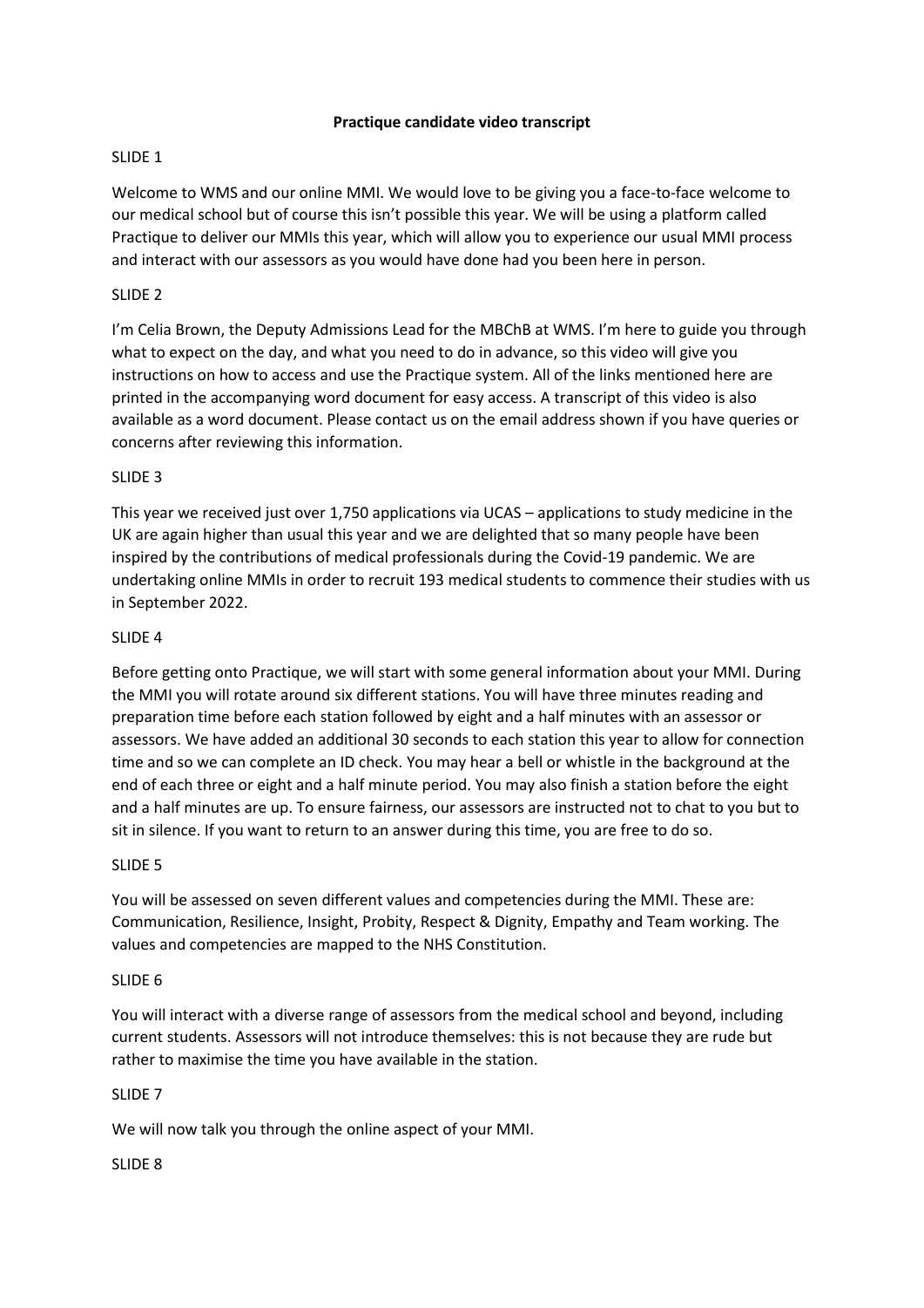**Practique candidate video transcript**

SLIDE 1

Welcome to WMS and our online MMI. We would love to be giving you a face-to-face welcome to our medical school but of course this isn't possible this year. We will be using a platform called Practique to deliver our MMIs this year, which will allow you to experience our usual MMI process and interact with our assessors as you would have done had you been here in person.

SLIDE 2

I'm Celia Brown, the Deputy Admissions Lead for the MBChB at WMS. I'm here to guide you through what to expect on the day, and what you need to do in advance, so this video will give you instructions on how to access and use the Practique system. All of the links mentioned here are printed in the accompanying word document for easy access. A transcript of this video is also available as a word document. Please contact us on the email address shown if you have queries or concerns after reviewing this information.

SLIDE 3

This year we received just over 1,750 applications via UCAS – applications to study medicine in the UK are again higher than usual this year and we are delighted that so many people have been inspired by the contributions of medical professionals during the Covid-19 pandemic. We are undertaking online MMIs in order to recruit 193 medical students to commence their studies with us in September 2022.

SLIDE 4

Before getting onto Practique, we will start with some general information about your MMI. During the MMI you will rotate around six different stations. You will have three minutes reading and preparation time before each station followed by eight and a half minutes with an assessor or assessors. We have added an additional 30 seconds to each station this year to allow for connection time and so we can complete an ID check. You may hear a bell or whistle in the background at the end of each three or eight and a half minute period. You may also finish a station before the eight and a half minutes are up. To ensure fairness, our assessors are instructed not to chat to you but to sit in silence. If you want to return to an answer during this time, you are free to do so.

SLIDE 5

You will be assessed on seven different values and competencies during the MMI. These are: Communication, Resilience, Insight, Probity, Respect & Dignity, Empathy and Team working. The values and competencies are mapped to the NHS Constitution.

SLIDE 6

You will interact with a diverse range of assessors from the medical school and beyond, including current students. Assessors will not introduce themselves: this is not because they are rude but rather to maximise the time you have available in the station.

SLIDE 7

We will now talk you through the online aspect of your MMI.

SLIDE 8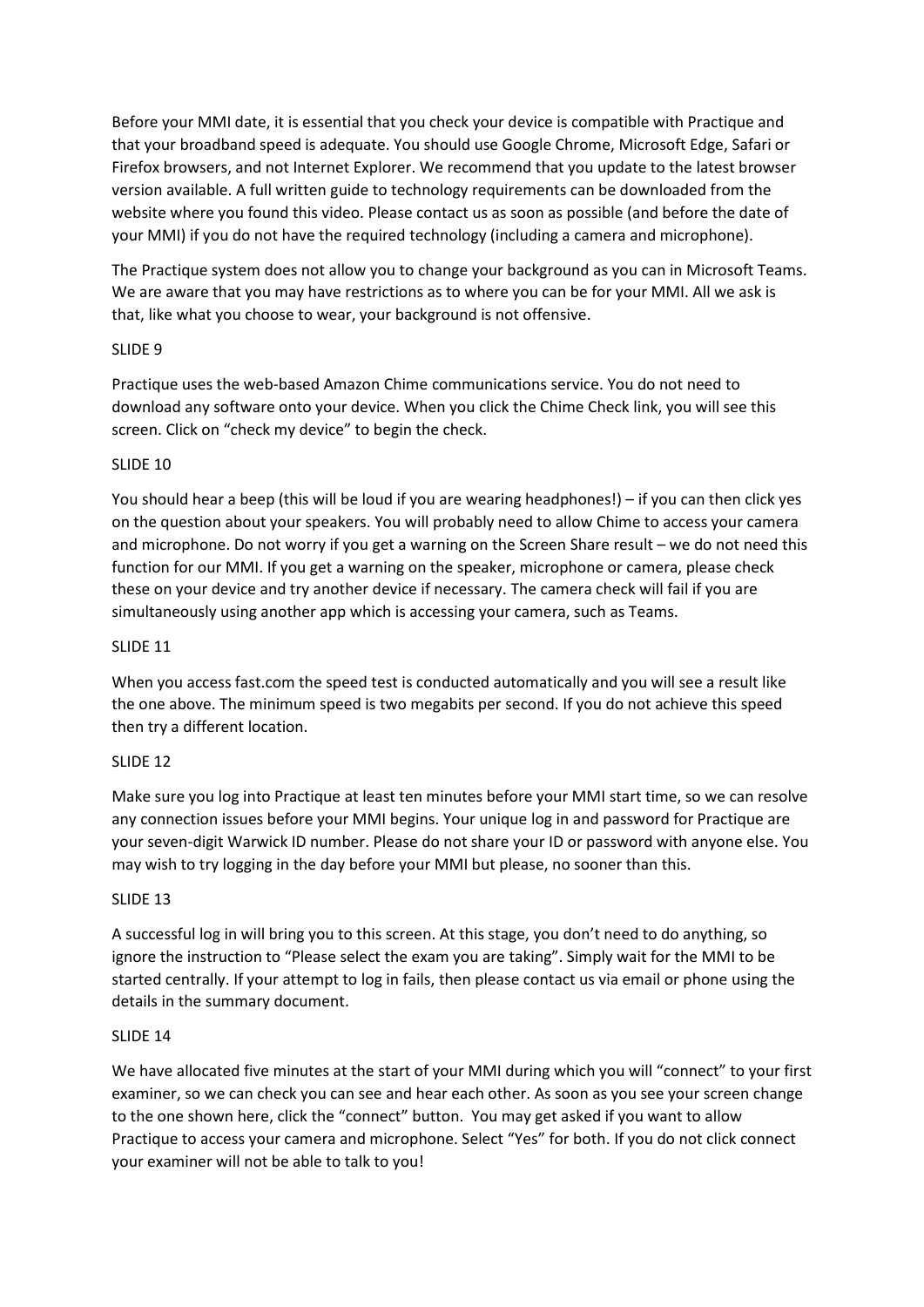Before your MMI date, it is essential that you check your device is compatible with Practique and that your broadband speed is adequate. You should use Google Chrome, Microsoft Edge, Safari or Firefox browsers, and not Internet Explorer. We recommend that you update to the latest browser version available. A full written guide to technology requirements can be downloaded from the website where you found this video. Please contact us as soon as possible (and before the date of your MMI) if you do not have the required technology (including a camera and microphone).

The Practique system does not allow you to change your background as you can in Microsoft Teams. We are aware that you may have restrictions as to where you can be for your MMI. All we ask is that, like what you choose to wear, your background is not offensive.

SLIDE 9

Practique uses the web-based Amazon Chime communications service. You do not need to download any software onto your device. When you click the Chime Check link, you will see this screen. Click on "check my device" to begin the check.

SLIDE 10

You should hear a beep (this will be loud if you are wearing headphones!) – if you can then click yes on the question about your speakers. You will probably need to allow Chime to access your camera and microphone. Do not worry if you get a warning on the Screen Share result – we do not need this function for our MMI. If you get a warning on the speaker, microphone or camera, please check these on your device and try another device if necessary. The camera check will fail if you are simultaneously using another app which is accessing your camera, such as Teams.

SLIDE 11

When you access fast.com the speed test is conducted automatically and you will see a result like the one above. The minimum speed is two megabits per second. If you do not achieve this speed then try a different location.

SLIDE 12

Make sure you log into Practique at least ten minutes before your MMI start time, so we can resolve any connection issues before your MMI begins. Your unique log in and password for Practique are your seven-digit Warwick ID number. Please do not share your ID or password with anyone else. You may wish to try logging in the day before your MMI but please, no sooner than this.

SLIDE 13

A successful log in will bring you to this screen. At this stage, you don't need to do anything, so ignore the instruction to "Please select the exam you are taking". Simply wait for the MMI to be started centrally. If your attempt to log in fails, then please contact us via email or phone using the details in the summary document.

SLIDE 14

We have allocated five minutes at the start of your MMI during which you will "connect" to your first examiner, so we can check you can see and hear each other. As soon as you see your screen change to the one shown here, click the "connect" button. You may get asked if you want to allow Practique to access your camera and microphone. Select "Yes" for both. If you do not click connect your examiner will not be able to talk to you!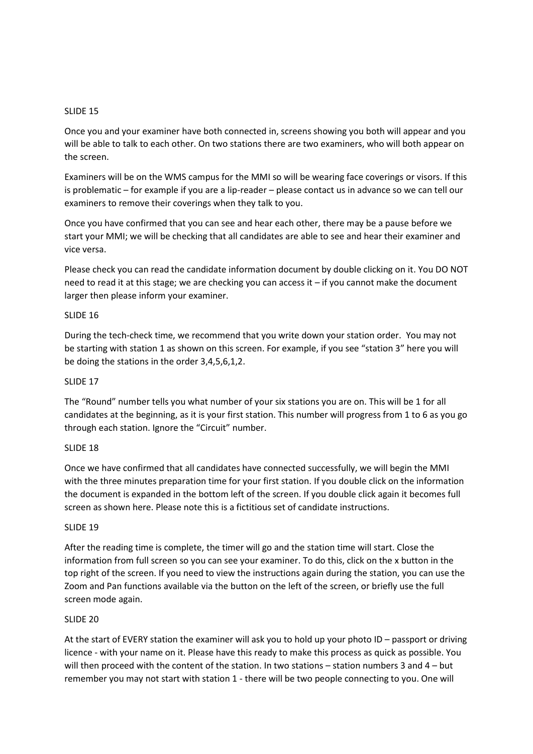SLIDE 15

Once you and your examiner have both connected in, screens showing you both will appear and you will be able to talk to each other. On two stations there are two examiners, who will both appear on the screen.

Examiners will be on the WMS campus for the MMI so will be wearing face coverings or visors. If this is problematic – for example if you are a lip-reader – please contact us in advance so we can tell our examiners to remove their coverings when they talk to you.

Once you have confirmed that you can see and hear each other, there may be a pause before we start your MMI; we will be checking that all candidates are able to see and hear their examiner and vice versa.

Please check you can read the candidate information document by double clicking on it. You DO NOT need to read it at this stage; we are checking you can access it – if you cannot make the document larger then please inform your examiner.

SLIDE 16

During the tech-check time, we recommend that you write down your station order. You may not be starting with station 1 as shown on this screen. For example, if you see "station 3" here you will be doing the stations in the order 3,4,5,6,1,2.

SLIDE 17

The "Round" number tells you what number of your six stations you are on. This will be 1 for all candidates at the beginning, as it is your first station. This number will progress from 1 to 6 as you go through each station. Ignore the "Circuit" number.

SLIDE 18

Once we have confirmed that all candidates have connected successfully, we will begin the MMI with the three minutes preparation time for your first station. If you double click on the information the document is expanded in the bottom left of the screen. If you double click again it becomes full screen as shown here. Please note this is a fictitious set of candidate instructions.

SLIDE 19

After the reading time is complete, the timer will go and the station time will start. Close the information from full screen so you can see your examiner. To do this, click on the x button in the top right of the screen. If you need to view the instructions again during the station, you can use the Zoom and Pan functions available via the button on the left of the screen, or briefly use the full screen mode again.

SLIDE 20

At the start of EVERY station the examiner will ask you to hold up your photo ID – passport or driving licence - with your name on it. Please have this ready to make this process as quick as possible. You will then proceed with the content of the station. In two stations – station numbers 3 and 4 – but remember you may not start with station 1 - there will be two people connecting to you. One will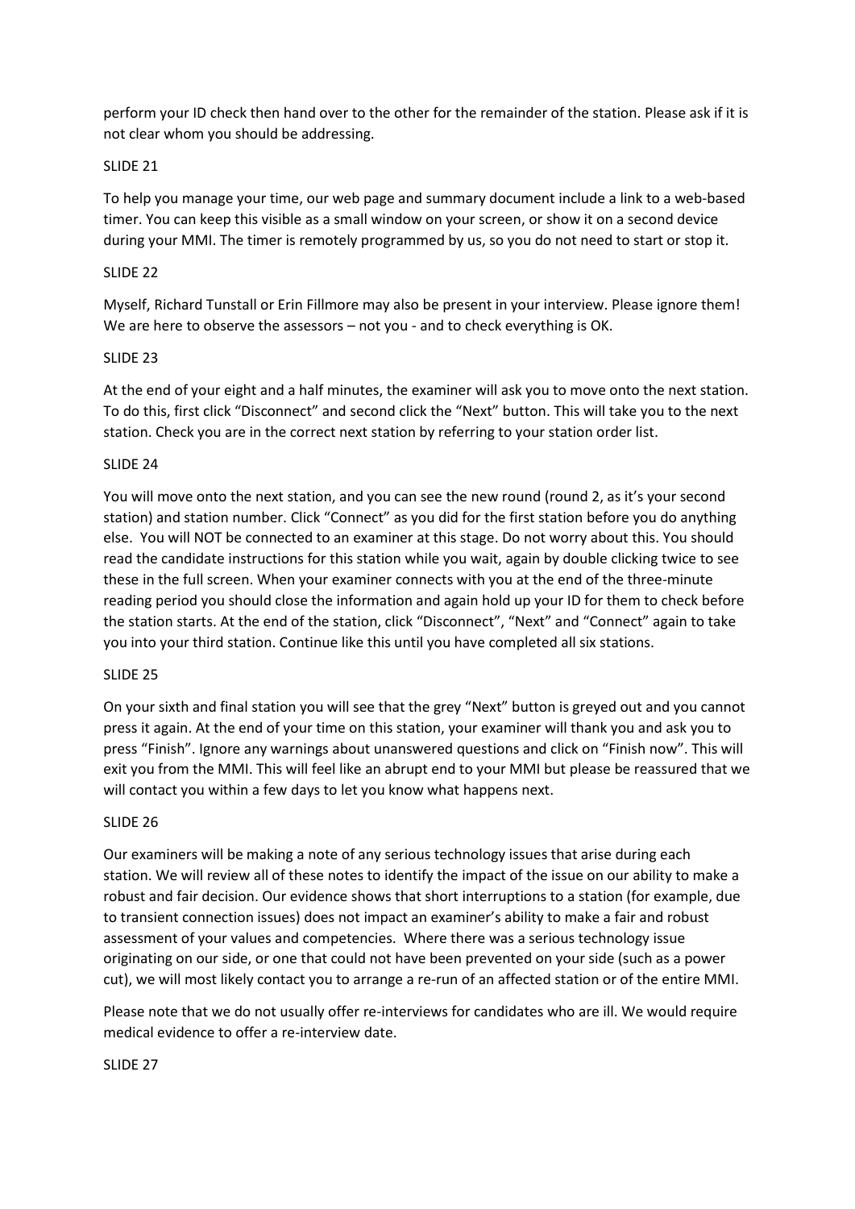perform your ID check then hand over to the other for the remainder of the station. Please ask if it is not clear whom you should be addressing.

SLIDE 21

To help you manage your time, our web page and summary document include a link to a web-based timer. You can keep this visible as a small window on your screen, or show it on a second device during your MMI. The timer is remotely programmed by us, so you do not need to start or stop it.

SLIDE 22

Myself, Richard Tunstall or Erin Fillmore may also be present in your interview. Please ignore them! We are here to observe the assessors – not you - and to check everything is OK.

SLIDE 23

At the end of your eight and a half minutes, the examiner will ask you to move onto the next station. To do this, first click "Disconnect" and second click the "Next" button. This will take you to the next station. Check you are in the correct next station by referring to your station order list.

SLIDE 24

You will move onto the next station, and you can see the new round (round 2, as it's your second station) and station number. Click "Connect" as you did for the first station before you do anything else. You will NOT be connected to an examiner at this stage. Do not worry about this. You should read the candidate instructions for this station while you wait, again by double clicking twice to see these in the full screen. When your examiner connects with you at the end of the three-minute reading period you should close the information and again hold up your ID for them to check before the station starts. At the end of the station, click "Disconnect", "Next" and "Connect" again to take you into your third station. Continue like this until you have completed all six stations.

SLIDE 25

On your sixth and final station you will see that the grey "Next" button is greyed out and you cannot press it again. At the end of your time on this station, your examiner will thank you and ask you to press "Finish". Ignore any warnings about unanswered questions and click on "Finish now". This will exit you from the MMI. This will feel like an abrupt end to your MMI but please be reassured that we will contact you within a few days to let you know what happens next.

SLIDE 26

Our examiners will be making a note of any serious technology issues that arise during each station. We will review all of these notes to identify the impact of the issue on our ability to make a robust and fair decision. Our evidence shows that short interruptions to a station (for example, due to transient connection issues) does not impact an examiner's ability to make a fair and robust assessment of your values and competencies. Where there was a serious technology issue originating on our side, or one that could not have been prevented on your side (such as a power cut), we will most likely contact you to arrange a re-run of an affected station or of the entire MMI.

Please note that we do not usually offer re-interviews for candidates who are ill. We would require medical evidence to offer a re-interview date.

SLIDE 27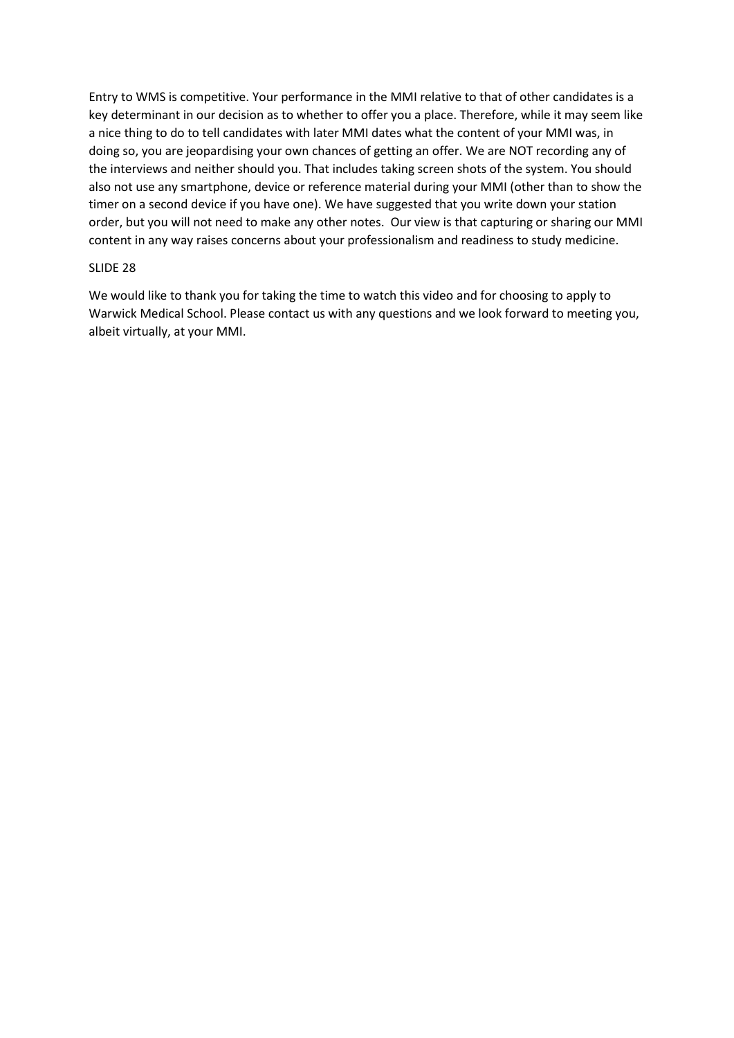Entry to WMS is competitive. Your performance in the MMI relative to that of other candidates is a key determinant in our decision as to whether to offer you a place. Therefore, while it may seem like a nice thing to do to tell candidates with later MMI dates what the content of your MMI was, in doing so, you are jeopardising your own chances of getting an offer. We are NOT recording any of the interviews and neither should you. That includes taking screen shots of the system. You should also not use any smartphone, device or reference material during your MMI (other than to show the timer on a second device if you have one). We have suggested that you write down your station order, but you will not need to make any other notes. Our view is that capturing or sharing our MMI content in any way raises concerns about your professionalism and readiness to study medicine.

SLIDE 28

We would like to thank you for taking the time to watch this video and for choosing to apply to Warwick Medical School. Please contact us with any questions and we look forward to meeting you, albeit virtually, at your MMI.